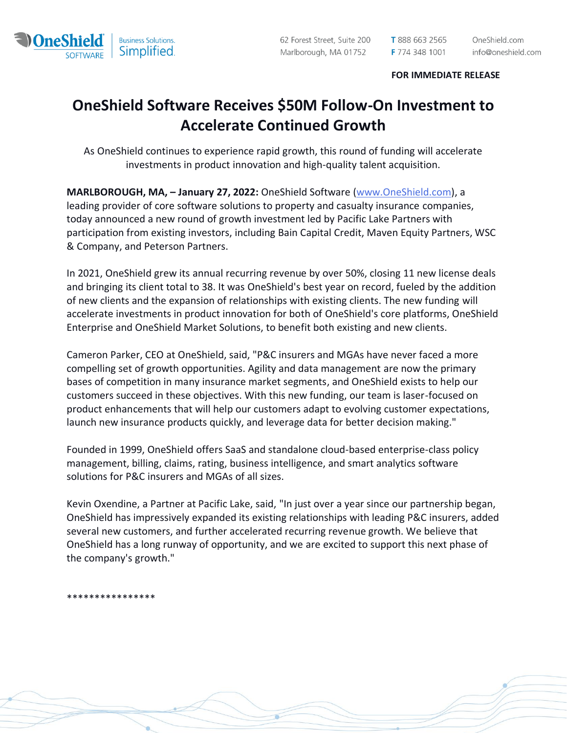OneShield SOFTWARE | Business Solutions. Simplified.

62 Forest Street, Suite 200
Marlborough, MA 01752

**T** 888 663 2565
**F** 774 348 1001

OneShield.com
info@oneshield.com

**FOR IMMEDIATE RELEASE**

# OneShield Software Receives $50M Follow-On Investment to Accelerate Continued Growth

As OneShield continues to experience rapid growth, this round of funding will accelerate investments in product innovation and high-quality talent acquisition.

**MARLBOROUGH, MA, – January 27, 2022:** OneShield Software ([www.OneShield.com](www.OneShield.com)), a leading provider of core software solutions to property and casualty insurance companies, today announced a new round of growth investment led by Pacific Lake Partners with participation from existing investors, including Bain Capital Credit, Maven Equity Partners, WSC & Company, and Peterson Partners.

In 2021, OneShield grew its annual recurring revenue by over 50%, closing 11 new license deals and bringing its client total to 38. It was OneShield's best year on record, fueled by the addition of new clients and the expansion of relationships with existing clients. The new funding will accelerate investments in product innovation for both of OneShield's core platforms, OneShield Enterprise and OneShield Market Solutions, to benefit both existing and new clients.

Cameron Parker, CEO at OneShield, said, "P&C insurers and MGAs have never faced a more compelling set of growth opportunities. Agility and data management are now the primary bases of competition in many insurance market segments, and OneShield exists to help our customers succeed in these objectives. With this new funding, our team is laser-focused on product enhancements that will help our customers adapt to evolving customer expectations, launch new insurance products quickly, and leverage data for better decision making."

Founded in 1999, OneShield offers SaaS and standalone cloud-based enterprise-class policy management, billing, claims, rating, business intelligence, and smart analytics software solutions for P&C insurers and MGAs of all sizes.

Kevin Oxendine, a Partner at Pacific Lake, said, "In just over a year since our partnership began, OneShield has impressively expanded its existing relationships with leading P&C insurers, added several new customers, and further accelerated recurring revenue growth. We believe that OneShield has a long runway of opportunity, and we are excited to support this next phase of the company's growth."

****************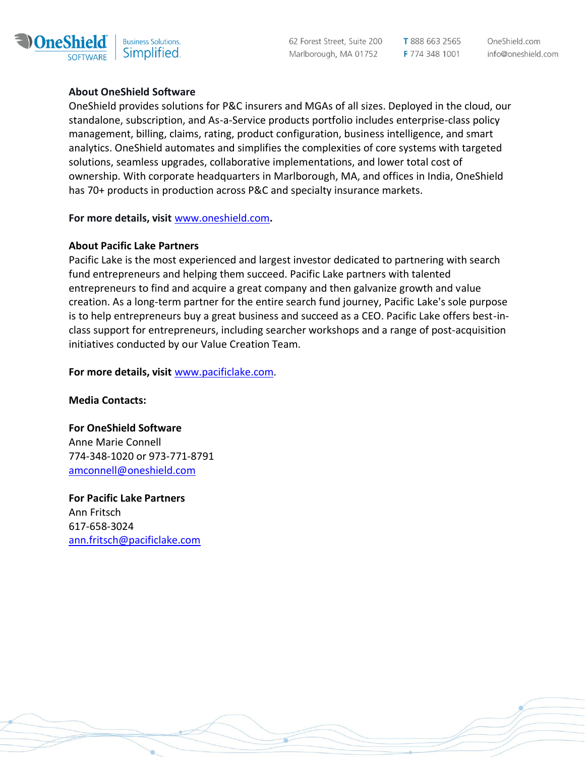**About OneShield Software**

OneShield provides solutions for P&C insurers and MGAs of all sizes. Deployed in the cloud, our standalone, subscription, and As-a-Service products portfolio includes enterprise-class policy management, billing, claims, rating, product configuration, business intelligence, and smart analytics. OneShield automates and simplifies the complexities of core systems with targeted solutions, seamless upgrades, collaborative implementations, and lower total cost of ownership. With corporate headquarters in Marlborough, MA, and offices in India, OneShield has 70+ products in production across P&C and specialty insurance markets.

**For more details, visit** www.oneshield.com**.**

**About Pacific Lake Partners**

Pacific Lake is the most experienced and largest investor dedicated to partnering with search fund entrepreneurs and helping them succeed. Pacific Lake partners with talented entrepreneurs to find and acquire a great company and then galvanize growth and value creation. As a long-term partner for the entire search fund journey, Pacific Lake's sole purpose is to help entrepreneurs buy a great business and succeed as a CEO. Pacific Lake offers best-in-class support for entrepreneurs, including searcher workshops and a range of post-acquisition initiatives conducted by our Value Creation Team.

**For more details, visit** www.pacificlake.com.

**Media Contacts:**

**For OneShield Software**
Anne Marie Connell
774-348-1020 or 973-771-8791
amconnell@oneshield.com

**For Pacific Lake Partners**
Ann Fritsch
617-658-3024
ann.fritsch@pacificlake.com